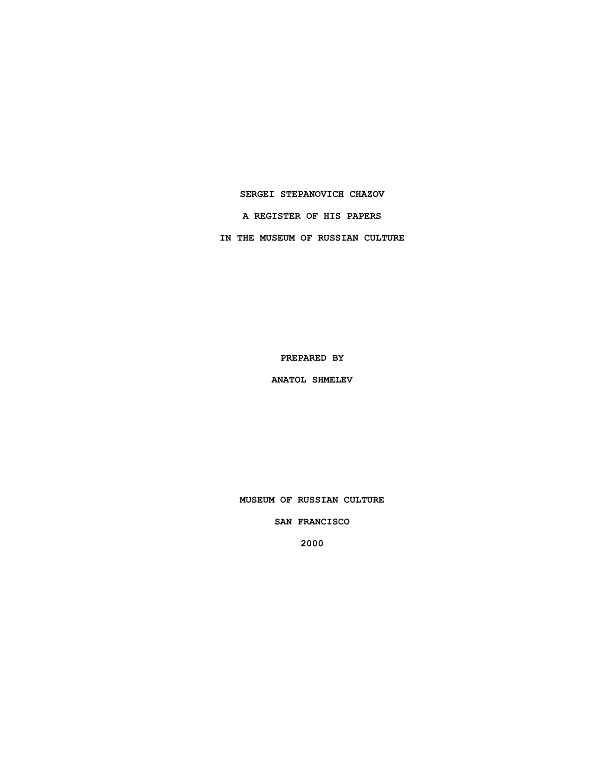# SERGEI STEPANOVICH CHAZOV

## A REGISTER OF HIS PAPERS

## IN THE MUSEUM OF RUSSIAN CULTURE

**PREPARED BY**

**ANATOL SHMELEV**

**MUSEUM OF RUSSIAN CULTURE**

**SAN FRANCISCO**

**2000**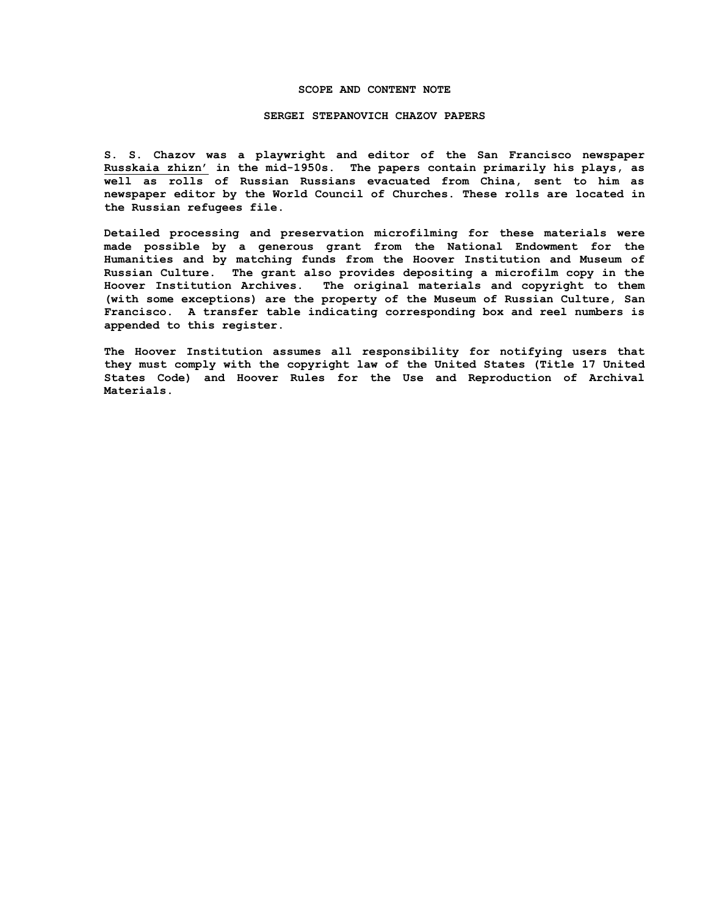## SCOPE AND CONTENT NOTE

## SERGEI STEPANOVICH CHAZOV PAPERS

S. S. Chazov was a playwright and editor of the San Francisco newspaper Russkaia zhizn' in the mid-1950s. The papers contain primarily his plays, as well as rolls of Russian Russians evacuated from China, sent to him as newspaper editor by the World Council of Churches. These rolls are located in the Russian refugees file.

Detailed processing and preservation microfilming for these materials were made possible by a generous grant from the National Endowment for the Humanities and by matching funds from the Hoover Institution and Museum of Russian Culture. The grant also provides depositing a microfilm copy in the Hoover Institution Archives. The original materials and copyright to them (with some exceptions) are the property of the Museum of Russian Culture, San Francisco. A transfer table indicating corresponding box and reel numbers is appended to this register.

The Hoover Institution assumes all responsibility for notifying users that they must comply with the copyright law of the United States (Title 17 United States Code) and Hoover Rules for the Use and Reproduction of Archival Materials.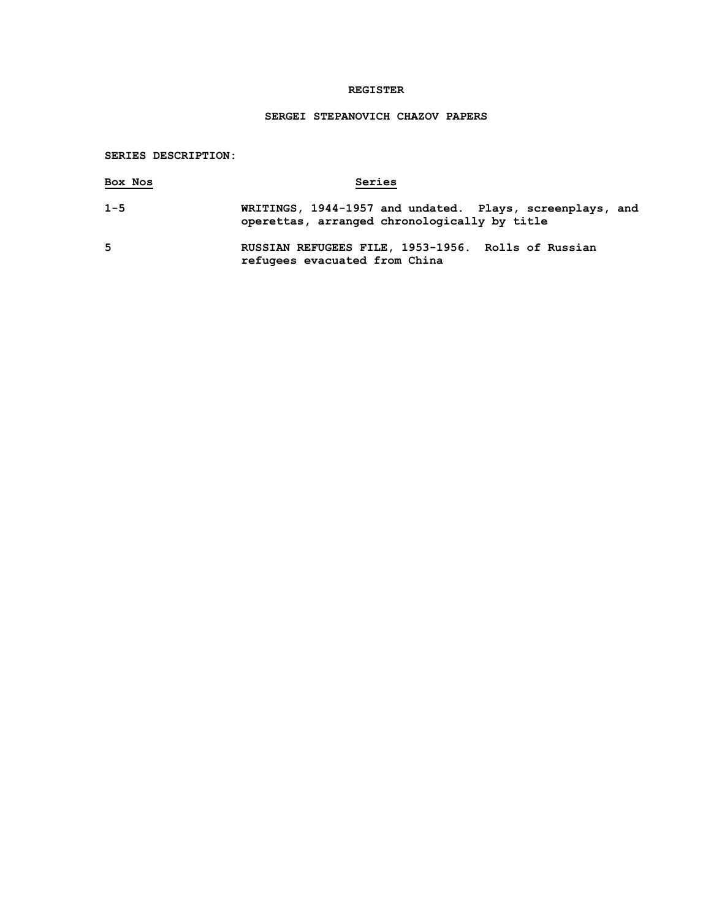# REGISTER

## SERGEI STEPANOVICH CHAZOV PAPERS

**SERIES DESCRIPTION:**

| Box Nos | Series |
|---|---|
| 1-5 | WRITINGS, 1944-1957 and undated. Plays, screenplays, and operettas, arranged chronologically by title |
| 5 | RUSSIAN REFUGEES FILE, 1953-1956. Rolls of Russian refugees evacuated from China |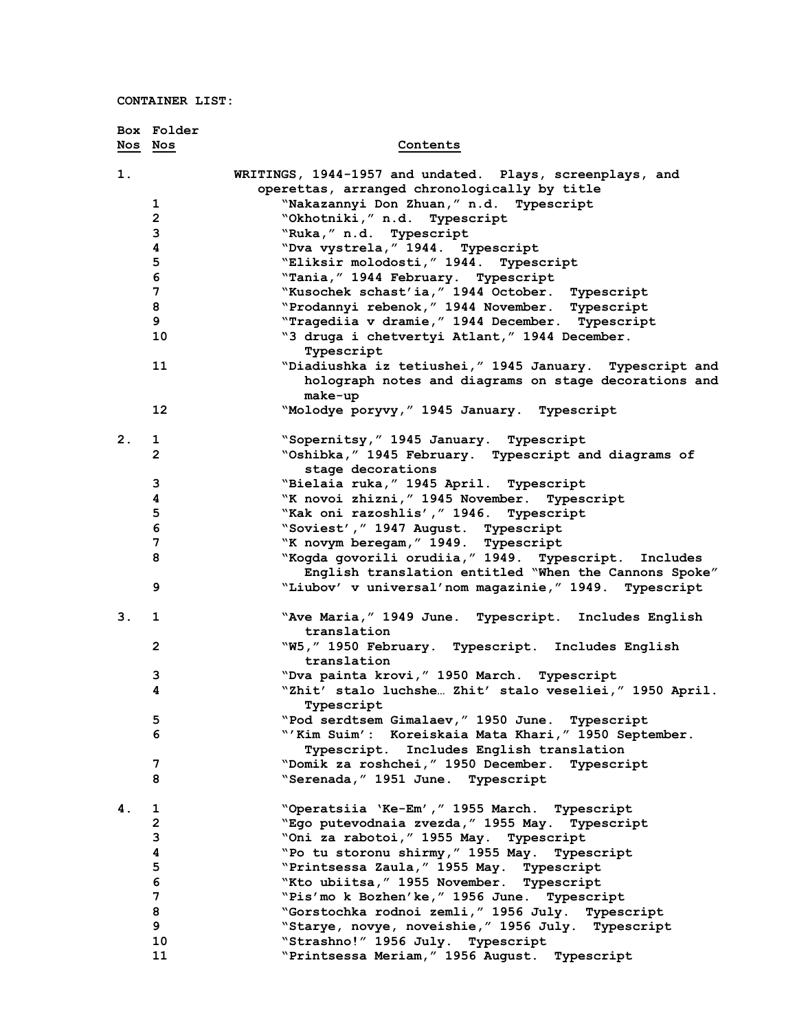**CONTAINER LIST:**

| Box Nos | Folder Nos | Contents |
|---|---|---|
| 1. | | WRITINGS, 1944-1957 and undated. Plays, screenplays, and operettas, arranged chronologically by title |
| | 1 | “Nakazannyi Don Zhuan,” n.d. Typescript |
| | 2 | “Okhotniki,” n.d. Typescript |
| | 3 | “Ruka,” n.d. Typescript |
| | 4 | “Dva vystrela,” 1944. Typescript |
| | 5 | “Eliksir molodosti,” 1944. Typescript |
| | 6 | “Tania,” 1944 February. Typescript |
| | 7 | “Kusochek schast’ia,” 1944 October. Typescript |
| | 8 | “Prodannyi rebenok,” 1944 November. Typescript |
| | 9 | “Tragediia v dramie,” 1944 December. Typescript |
| | 10 | “3 druga i chetvertyi Atlant,” 1944 December. Typescript |
| | 11 | “Diadiushka iz tetiushei,” 1945 January. Typescript and holograph notes and diagrams on stage decorations and make-up |
| | 12 | “Molodye poryvy,” 1945 January. Typescript |
| 2. | 1 | “Sopernitsy,” 1945 January. Typescript |
| | 2 | “Oshibka,” 1945 February. Typescript and diagrams of stage decorations |
| | 3 | “Bielaia ruka,” 1945 April. Typescript |
| | 4 | “K novoi zhizni,” 1945 November. Typescript |
| | 5 | “Kak oni razoshlis’,” 1946. Typescript |
| | 6 | “Soviest’,” 1947 August. Typescript |
| | 7 | “K novym beregam,” 1949. Typescript |
| | 8 | “Kogda govorili orudiia,” 1949. Typescript. Includes English translation entitled “When the Cannons Spoke” |
| | 9 | “Liubov’ v universal’nom magazinie,” 1949. Typescript |
| 3. | 1 | “Ave Maria,” 1949 June. Typescript. Includes English translation |
| | 2 | “W5,” 1950 February. Typescript. Includes English translation |
| | 3 | “Dva painta krovi,” 1950 March. Typescript |
| | 4 | “Zhit’ stalo luchshe… Zhit’ stalo veseliei,” 1950 April. Typescript |
| | 5 | “Pod serdtsem Gimalaev,” 1950 June. Typescript |
| | 6 | “’Kim Suim’: Koreiskaia Mata Khari,” 1950 September. Typescript. Includes English translation |
| | 7 | “Domik za roshchei,” 1950 December. Typescript |
| | 8 | “Serenada,” 1951 June. Typescript |
| 4. | 1 | “Operatsiia ‘Ke-Em’,” 1955 March. Typescript |
| | 2 | “Ego putevodnaia zvezda,” 1955 May. Typescript |
| | 3 | “Oni za rabotoi,” 1955 May. Typescript |
| | 4 | “Po tu storonu shirmy,” 1955 May. Typescript |
| | 5 | “Printsessa Zaula,” 1955 May. Typescript |
| | 6 | “Kto ubiitsa,” 1955 November. Typescript |
| | 7 | “Pis’mo k Bozhen’ke,” 1956 June. Typescript |
| | 8 | “Gorstochka rodnoi zemli,” 1956 July. Typescript |
| | 9 | “Starye, novye, noveishie,” 1956 July. Typescript |
| | 10 | “Strashno!” 1956 July. Typescript |
| | 11 | “Printsessa Meriam,” 1956 August. Typescript |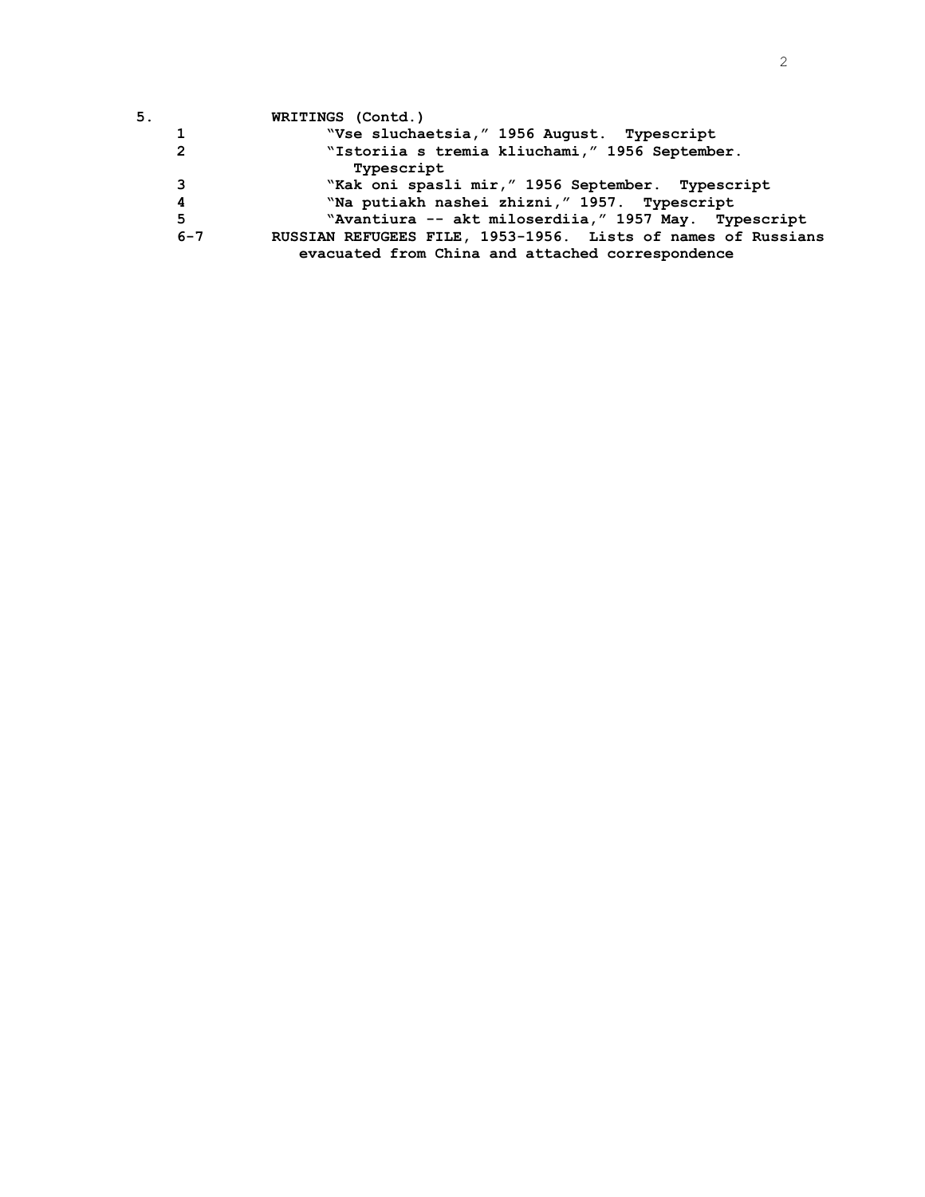**5.** **WRITINGS (Contd.)**

- **1** “Vse sluchaetsia,” 1956 August. Typescript
- **2** “Istoriia s tremia kliuchami,” 1956 September. Typescript
- **3** “Kak oni spasli mir,” 1956 September. Typescript
- **4** “Na putiakh nashei zhizni,” 1957. Typescript
- **5** “Avantiura -- akt miloserdiia,” 1957 May. Typescript

**6-7** **RUSSIAN REFUGEES FILE, 1953-1956. Lists of names of Russians evacuated from China and attached correspondence**